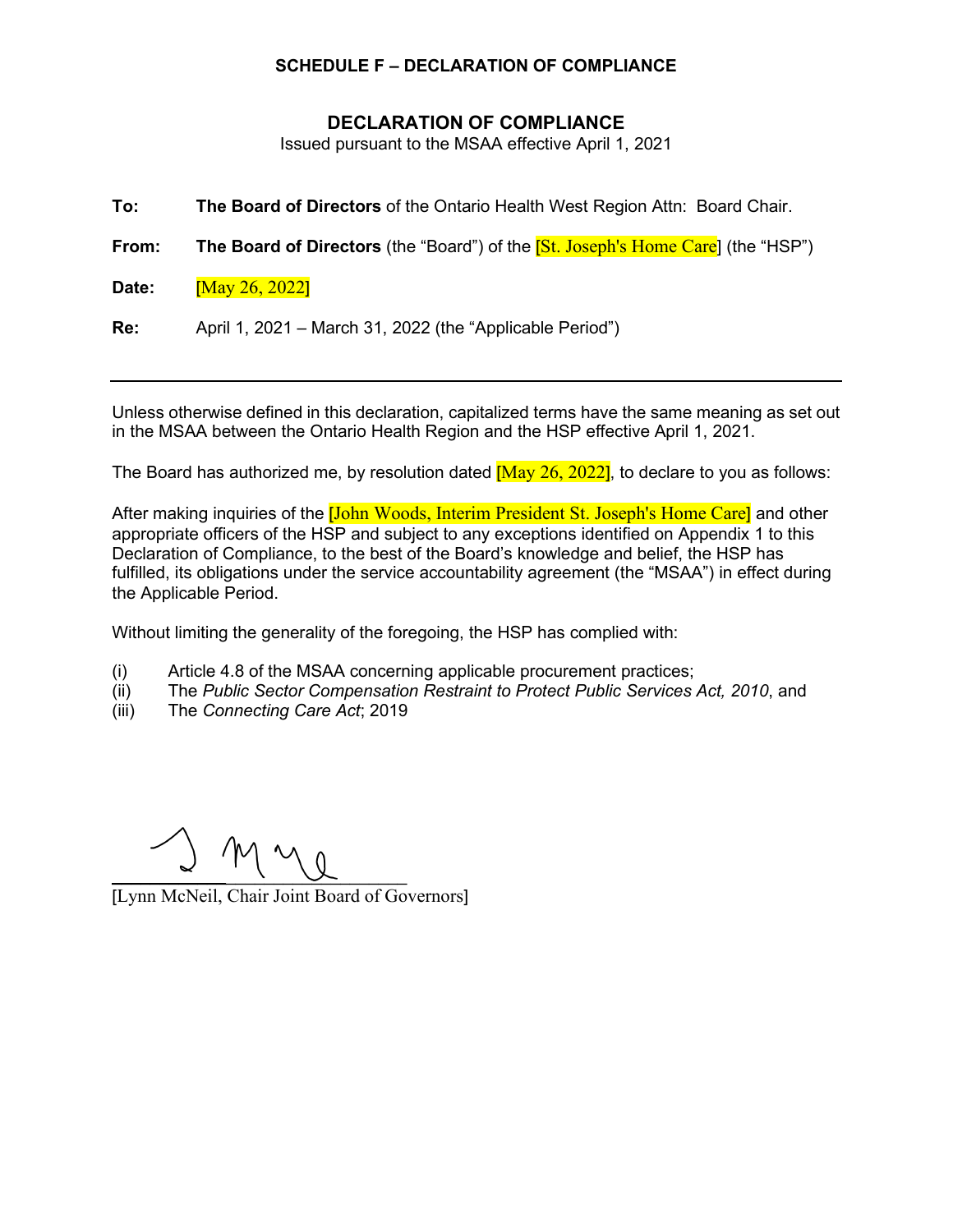**SCHEDULE F – DECLARATION OF COMPLIANCE**

## DECLARATION OF COMPLIANCE

Issued pursuant to the MSAA effective April 1, 2021

**To:** **The Board of Directors** of the Ontario Health West Region Attn: Board Chair.

**From:** **The Board of Directors** (the "Board") of the [St. Joseph's Home Care] (the "HSP")

**Date:** [May 26, 2022]

**Re:** April 1, 2021 – March 31, 2022 (the "Applicable Period")

---

Unless otherwise defined in this declaration, capitalized terms have the same meaning as set out in the MSAA between the Ontario Health Region and the HSP effective April 1, 2021.

The Board has authorized me, by resolution dated [May 26, 2022], to declare to you as follows:

After making inquiries of the [John Woods, Interim President St. Joseph's Home Care] and other appropriate officers of the HSP and subject to any exceptions identified on Appendix 1 to this Declaration of Compliance, to the best of the Board's knowledge and belief, the HSP has fulfilled, its obligations under the service accountability agreement (the "MSAA") in effect during the Applicable Period.

Without limiting the generality of the foregoing, the HSP has complied with:

(i) Article 4.8 of the MSAA concerning applicable procurement practices;
(ii) The *Public Sector Compensation Restraint to Protect Public Services Act, 2010*, and
(iii) The *Connecting Care Act*; 2019

[Lynn McNeil, Chair Joint Board of Governors]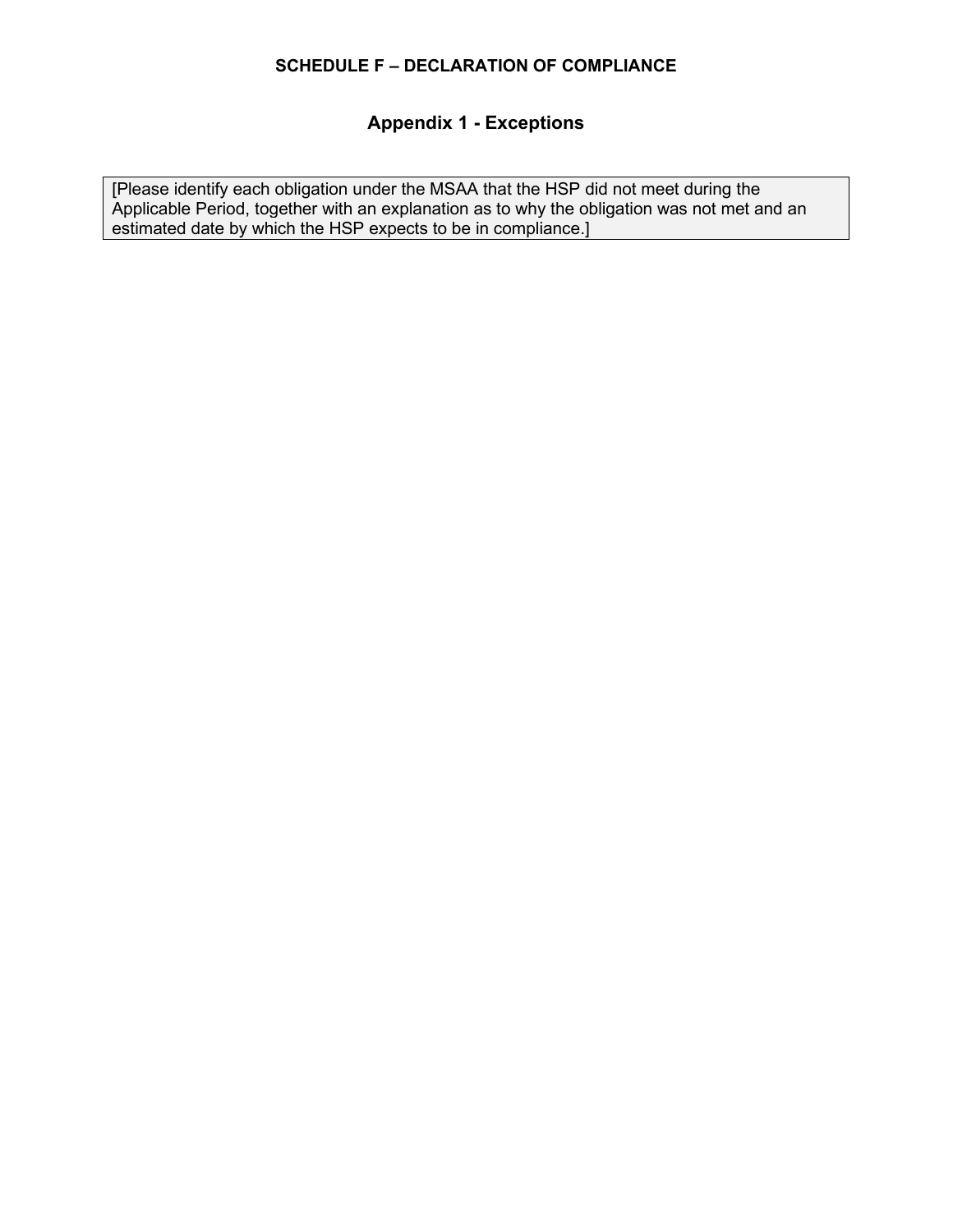**SCHEDULE F – DECLARATION OF COMPLIANCE**

## Appendix 1 - Exceptions

| |
|---|
| [Please identify each obligation under the MSAA that the HSP did not meet during the Applicable Period, together with an explanation as to why the obligation was not met and an estimated date by which the HSP expects to be in compliance.] |